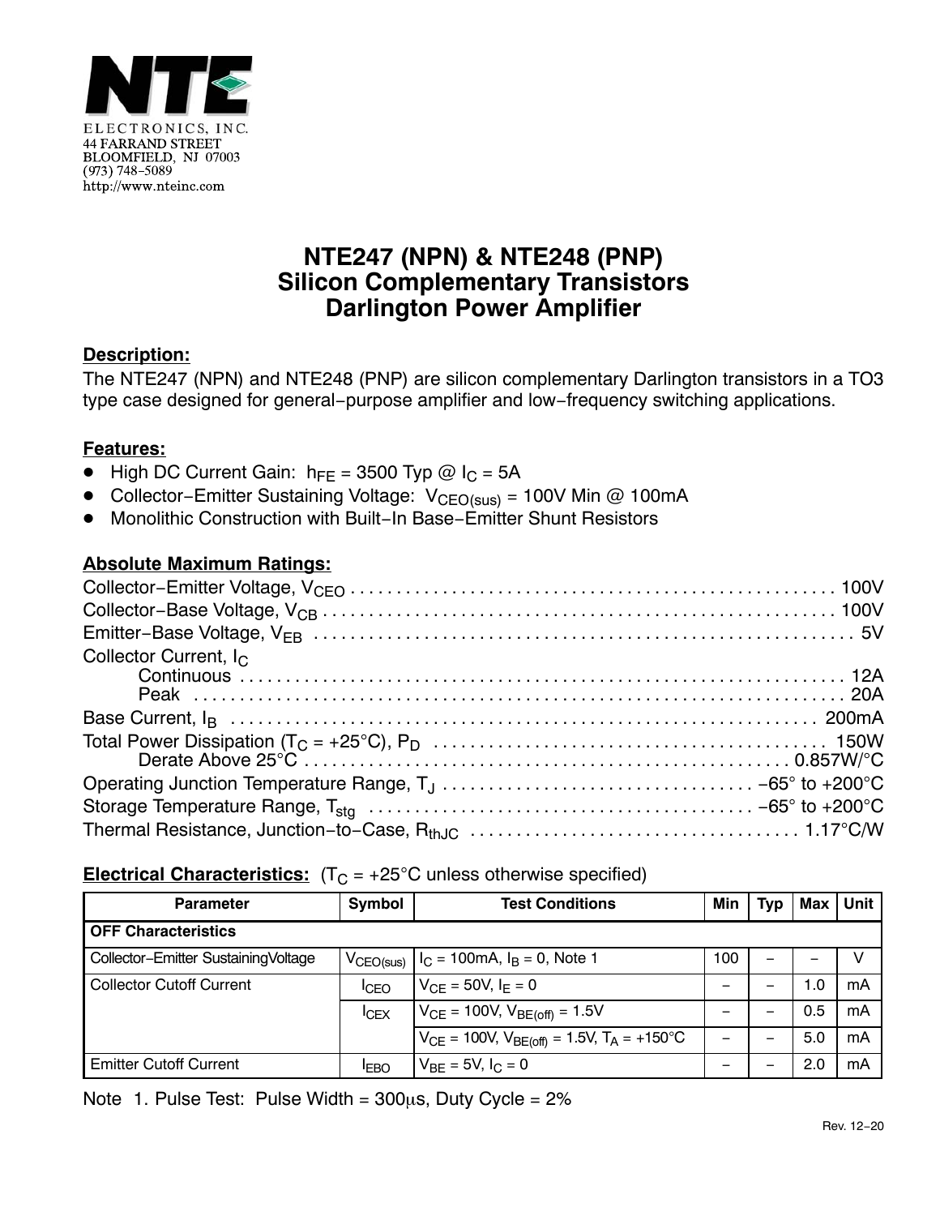NTE ELECTRONICS, INC.
44 FARRAND STREET
BLOOMFIELD, NJ 07003
(973) 748-5089
http://www.nteinc.com

# NTE247 (NPN) & NTE248 (PNP)
## Silicon Complementary Transistors
## Darlington Power Amplifier

**Description:**

The NTE247 (NPN) and NTE248 (PNP) are silicon complementary Darlington transistors in a TO3 type case designed for general−purpose amplifier and low−frequency switching applications.

**Features:**

- High DC Current Gain: $h_{FE}$ = 3500 Typ @ $I_C$ = 5A
- Collector−Emitter Sustaining Voltage: $V_{CEO(sus)}$ = 100V Min @ 100mA
- Monolithic Construction with Built−In Base−Emitter Shunt Resistors

**Absolute Maximum Ratings:**

Collector−Emitter Voltage, $V_{CEO}$ . . . . . 100V
Collector−Base Voltage, $V_{CB}$ . . . . . 100V
Emitter−Base Voltage, $V_{EB}$ . . . . . 5V
Collector Current, $I_C$
 Continuous . . . . . 12A
 Peak . . . . . 20A
Base Current, $I_B$ . . . . . 200mA
Total Power Dissipation ($T_C$ = +25°C), $P_D$ . . . . . 150W
 Derate Above 25°C . . . . . 0.857W/°C
Operating Junction Temperature Range, $T_J$ . . . . . −65° to +200°C
Storage Temperature Range, $T_{stg}$ . . . . . −65° to +200°C
Thermal Resistance, Junction−to−Case, $R_{thJC}$ . . . . . 1.17°C/W

**Electrical Characteristics:** ($T_C$ = +25°C unless otherwise specified)

| Parameter | Symbol | Test Conditions | Min | Typ | Max | Unit |
|---|---|---|---|---|---|---|
| **OFF Characteristics** | | | | | | |
| Collector−Emitter Sustaining Voltage | $V_{CEO(sus)}$ | $I_C$ = 100mA, $I_B$ = 0, Note 1 | 100 | − | − | V |
| Collector Cutoff Current | $I_{CEO}$ | $V_{CE}$ = 50V, $I_E$ = 0 | − | − | 1.0 | mA |
| | $I_{CEX}$ | $V_{CE}$ = 100V, $V_{BE(off)}$ = 1.5V | − | − | 0.5 | mA |
| | | $V_{CE}$ = 100V, $V_{BE(off)}$ = 1.5V, $T_A$ = +150°C | − | − | 5.0 | mA |
| Emitter Cutoff Current | $I_{EBO}$ | $V_{BE}$ = 5V, $I_C$ = 0 | − | − | 2.0 | mA |

Note 1. Pulse Test: Pulse Width = 300μs, Duty Cycle = 2%

Rev. 12−20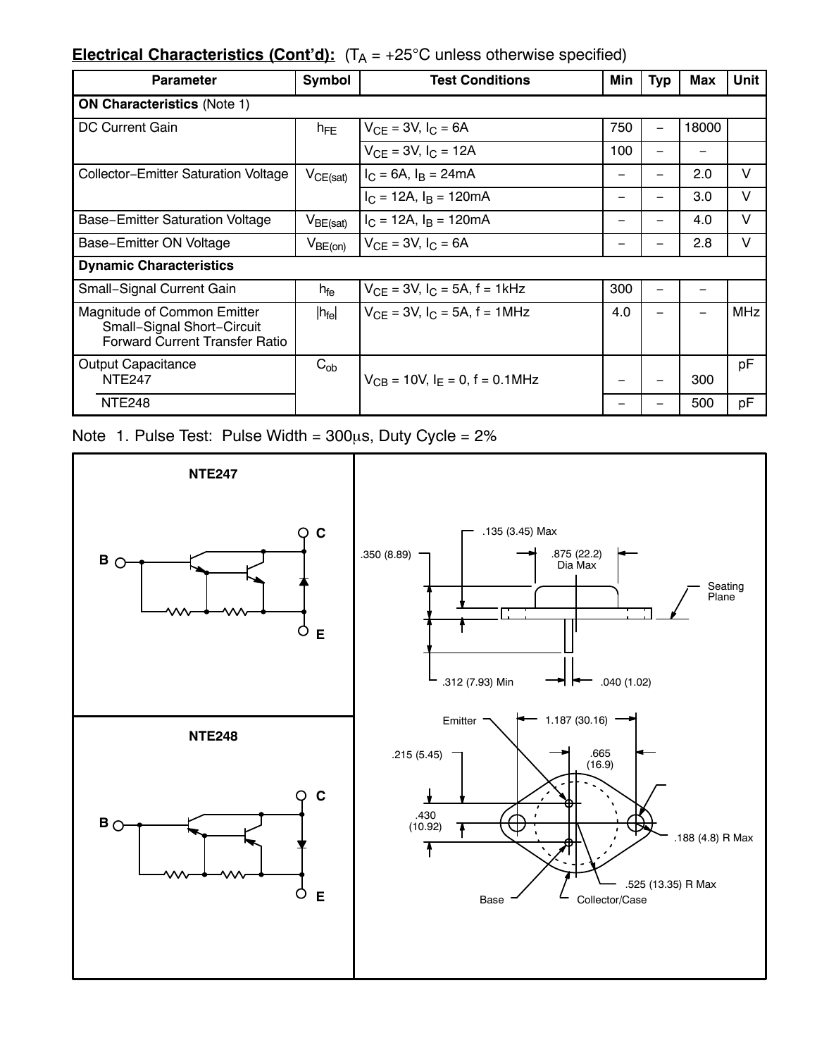## Electrical Characteristics (Cont'd): ($T_A$ = +25°C unless otherwise specified)

| Parameter | Symbol | Test Conditions | Min | Typ | Max | Unit |
|---|---|---|---|---|---|---|
| **ON Characteristics** (Note 1) | | | | | | |
| DC Current Gain | $h_{FE}$ | $V_{CE}$ = 3V, $I_C$ = 6A | 750 | – | 18000 | |
| | | $V_{CE}$ = 3V, $I_C$ = 12A | 100 | – | – | |
| Collector–Emitter Saturation Voltage | $V_{CE(sat)}$ | $I_C$ = 6A, $I_B$ = 24mA | – | – | 2.0 | V |
| | | $I_C$ = 12A, $I_B$ = 120mA | – | – | 3.0 | V |
| Base–Emitter Saturation Voltage | $V_{BE(sat)}$ | $I_C$ = 12A, $I_B$ = 120mA | – | – | 4.0 | V |
| Base–Emitter ON Voltage | $V_{BE(on)}$ | $V_{CE}$ = 3V, $I_C$ = 6A | – | – | 2.8 | V |
| **Dynamic Characteristics** | | | | | | |
| Small–Signal Current Gain | $h_{fe}$ | $V_{CE}$ = 3V, $I_C$ = 5A, f = 1kHz | 300 | – | – | |
| Magnitude of Common Emitter Small–Signal Short–Circuit Forward Current Transfer Ratio | $\lvert h_{fe} \rvert$ | $V_{CE}$ = 3V, $I_C$ = 5A, f = 1MHz | 4.0 | – | – | MHz |
| Output Capacitance NTE247 | $C_{ob}$ | $V_{CB}$ = 10V, $I_E$ = 0, f = 0.1MHz | – | – | 300 | pF |
| NTE248 | | | – | – | 500 | pF |

Note 1. Pulse Test: Pulse Width = 300μs, Duty Cycle = 2%

NTE247

B C E

NTE248

B C E

.135 (3.45) Max
.350 (8.89)
.875 (22.2) Dia Max
Seating Plane
.312 (7.93) Min
.040 (1.02)

Emitter
1.187 (30.16)
.215 (5.45)
.665 (16.9)
.430 (10.92)
.188 (4.8) R Max
.525 (13.35) R Max
Base
Collector/Case